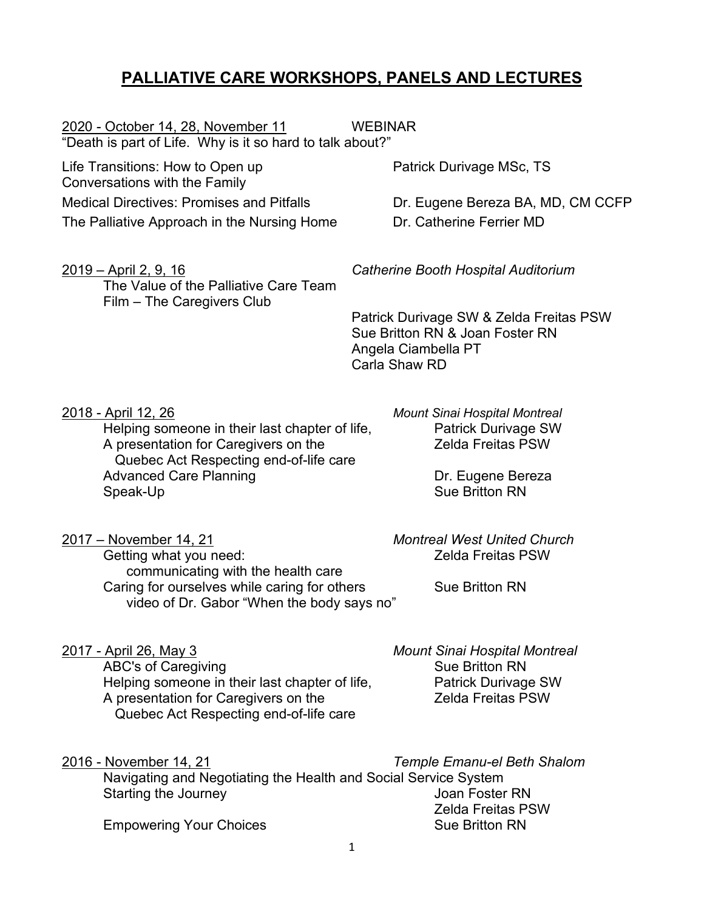# PALLIATIVE CARE WORKSHOPS, PANELS AND LECTURES

<u>2020 - October 14, 28, November 11</u> WEBINAR

"Death is part of Life. Why is it so hard to talk about?"

Life Transitions: How to Open up Conversations with the Family — Patrick Durivage MSc, TS

Medical Directives: Promises and Pitfalls — Dr. Eugene Bereza BA, MD, CM CCFP

The Palliative Approach in the Nursing Home — Dr. Catherine Ferrier MD

<u>2019 – April 2, 9, 16</u> *Catherine Booth Hospital Auditorium*

The Value of the Palliative Care Team
Film – The Caregivers Club

Patrick Durivage SW & Zelda Freitas PSW
Sue Britton RN & Joan Foster RN
Angela Ciambella PT
Carla Shaw RD

<u>2018 - April 12, 26</u> *Mount Sinai Hospital Montreal*

Helping someone in their last chapter of life, A presentation for Caregivers on the Quebec Act Respecting end-of-life care — Patrick Durivage SW, Zelda Freitas PSW

Advanced Care Planning — Dr. Eugene Bereza

Speak-Up — Sue Britton RN

<u>2017 – November 14, 21</u> *Montreal West United Church*

Getting what you need: communicating with the health care — Zelda Freitas PSW

Caring for ourselves while caring for others video of Dr. Gabor "When the body says no" — Sue Britton RN

<u>2017 - April 26, May 3</u> *Mount Sinai Hospital Montreal*

ABC's of Caregiving — Sue Britton RN

Helping someone in their last chapter of life, A presentation for Caregivers on the Quebec Act Respecting end-of-life care — Patrick Durivage SW, Zelda Freitas PSW

<u>2016 - November 14, 21</u> *Temple Emanu-el Beth Shalom*

Navigating and Negotiating the Health and Social Service System

Starting the Journey — Joan Foster RN, Zelda Freitas PSW

Empowering Your Choices — Sue Britton RN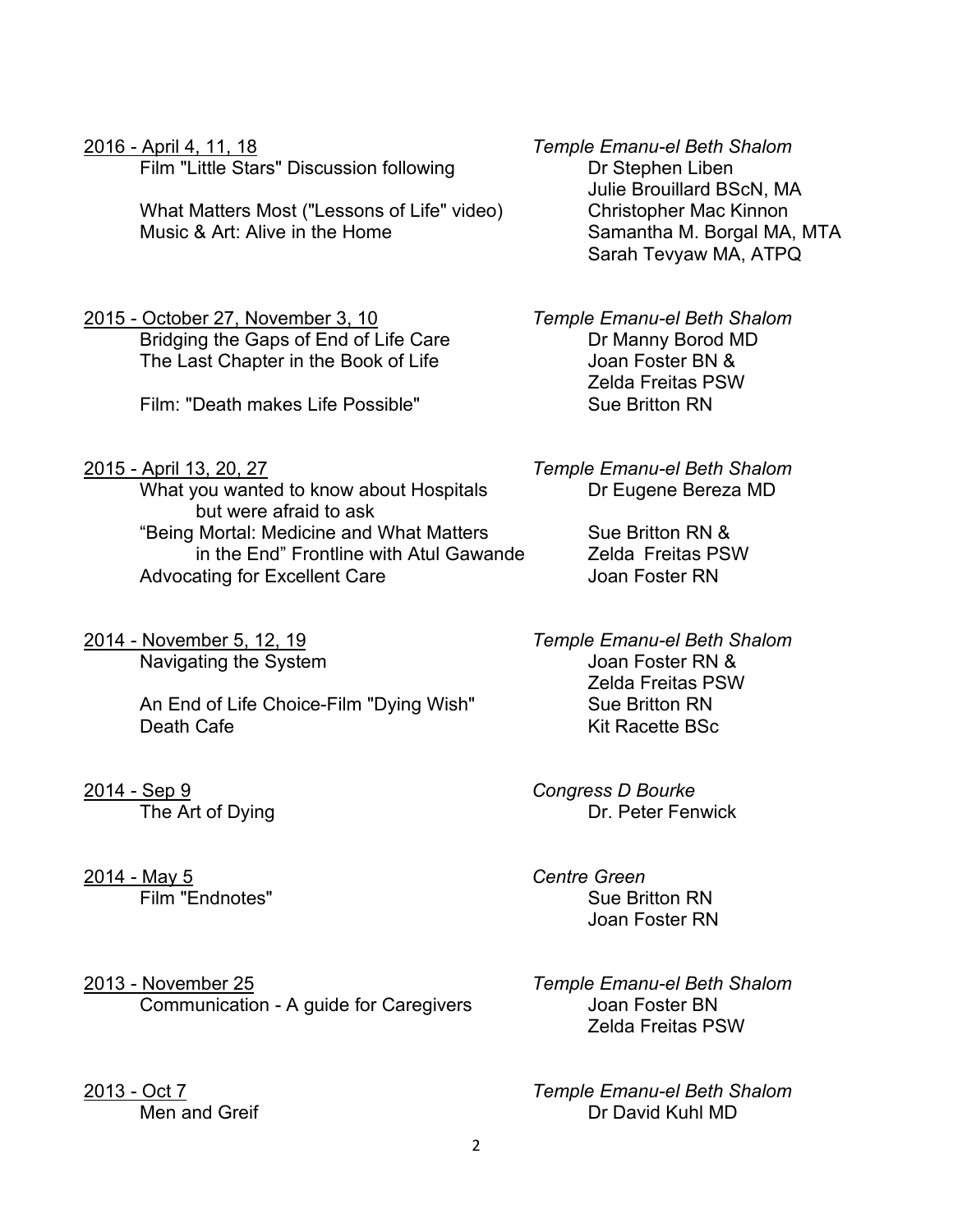<u>2016 - April 4, 11, 18</u> — *Temple Emanu-el Beth Shalom*

- Film "Little Stars" Discussion following — Dr Stephen Liben, Julie Brouillard BScN, MA
- What Matters Most ("Lessons of Life" video) — Christopher Mac Kinnon
- Music & Art: Alive in the Home — Samantha M. Borgal MA, MTA, Sarah Tevyaw MA, ATPQ

<u>2015 - October 27, November 3, 10</u> — *Temple Emanu-el Beth Shalom*

- Bridging the Gaps of End of Life Care — Dr Manny Borod MD
- The Last Chapter in the Book of Life — Joan Foster BN & Zelda Freitas PSW
- Film: "Death makes Life Possible" — Sue Britton RN

<u>2015 - April 13, 20, 27</u> — *Temple Emanu-el Beth Shalom*

- What you wanted to know about Hospitals but were afraid to ask — Dr Eugene Bereza MD
- "Being Mortal: Medicine and What Matters in the End" Frontline with Atul Gawande — Sue Britton RN & Zelda Freitas PSW
- Advocating for Excellent Care — Joan Foster RN

<u>2014 - November 5, 12, 19</u> — *Temple Emanu-el Beth Shalom*

- Navigating the System — Joan Foster RN & Zelda Freitas PSW
- An End of Life Choice-Film "Dying Wish" — Sue Britton RN
- Death Cafe — Kit Racette BSc

<u>2014 - Sep 9</u> — *Congress D Bourke*

- The Art of Dying — Dr. Peter Fenwick

<u>2014 - May 5</u> — *Centre Green*

- Film "Endnotes" — Sue Britton RN, Joan Foster RN

<u>2013 - November 25</u> — *Temple Emanu-el Beth Shalom*

- Communication - A guide for Caregivers — Joan Foster BN, Zelda Freitas PSW

<u>2013 - Oct 7</u> — *Temple Emanu-el Beth Shalom*

- Men and Greif — Dr David Kuhl MD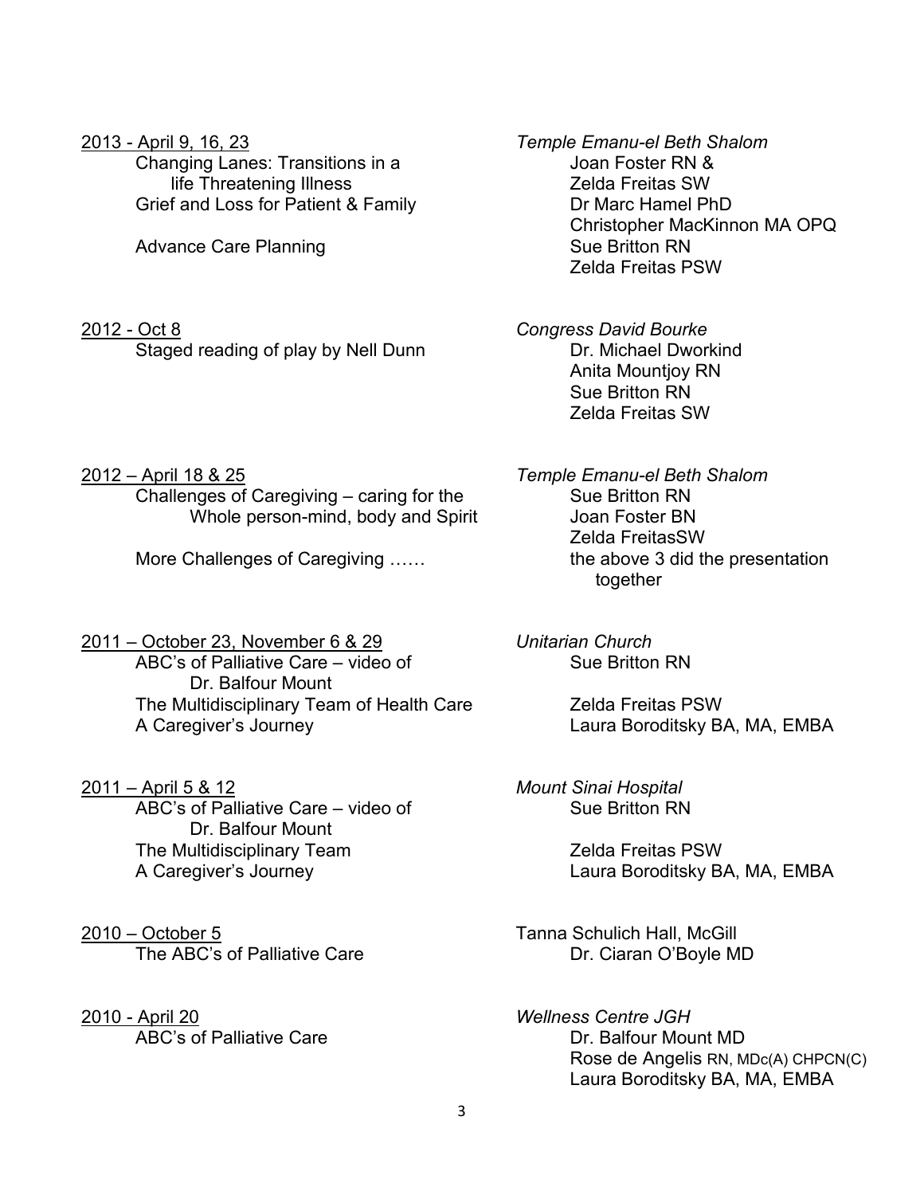<u>2013 - April 9, 16, 23</u>

Changing Lanes: Transitions in a life Threatening Illness
Grief and Loss for Patient & Family

Advance Care Planning

*Temple Emanu-el Beth Shalom*

Joan Foster RN &
Zelda Freitas SW
Dr Marc Hamel PhD
Christopher MacKinnon MA OPQ
Sue Britton RN
Zelda Freitas PSW

<u>2012 - Oct 8</u>

Staged reading of play by Nell Dunn

*Congress David Bourke*

Dr. Michael Dworkind
Anita Mountjoy RN
Sue Britton RN
Zelda Freitas SW

<u>2012 – April 18 & 25</u>

Challenges of Caregiving – caring for the Whole person-mind, body and Spirit

More Challenges of Caregiving ……

*Temple Emanu-el Beth Shalom*

Sue Britton RN
Joan Foster BN
Zelda FreitasSW
the above 3 did the presentation together

<u>2011 – October 23, November 6 & 29</u>

ABC's of Palliative Care – video of Dr. Balfour Mount
The Multidisciplinary Team of Health Care
A Caregiver's Journey

*Unitarian Church*

Sue Britton RN
Zelda Freitas PSW
Laura Boroditsky BA, MA, EMBA

<u>2011 – April 5 & 12</u>

ABC's of Palliative Care – video of Dr. Balfour Mount
The Multidisciplinary Team
A Caregiver's Journey

*Mount Sinai Hospital*

Sue Britton RN
Zelda Freitas PSW
Laura Boroditsky BA, MA, EMBA

<u>2010 – October 5</u>

The ABC's of Palliative Care

Tanna Schulich Hall, McGill

Dr. Ciaran O'Boyle MD

<u>2010 - April 20</u>

ABC's of Palliative Care

*Wellness Centre JGH*

Dr. Balfour Mount MD
Rose de Angelis RN, MDc(A) CHPCN(C)
Laura Boroditsky BA, MA, EMBA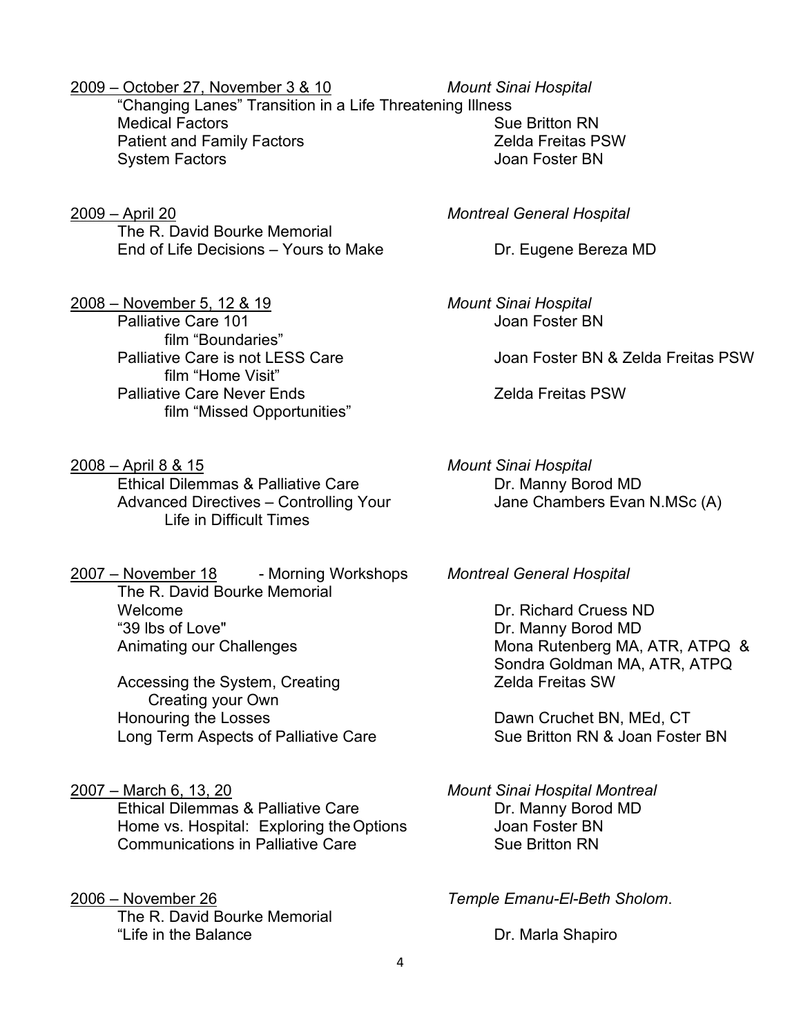<u>2009 – October 27, November 3 & 10</u> *Mount Sinai Hospital*

"Changing Lanes" Transition in a Life Threatening Illness

- Medical Factors — Sue Britton RN
- Patient and Family Factors — Zelda Freitas PSW
- System Factors — Joan Foster BN

<u>2009 – April 20</u> *Montreal General Hospital*

The R. David Bourke Memorial

- End of Life Decisions – Yours to Make — Dr. Eugene Bereza MD

<u>2008 – November 5, 12 & 19</u> *Mount Sinai Hospital*

- Palliative Care 101 — Joan Foster BN
  - film "Boundaries"
- Palliative Care is not LESS Care — Joan Foster BN & Zelda Freitas PSW
  - film "Home Visit"
- Palliative Care Never Ends — Zelda Freitas PSW
  - film "Missed Opportunities"

<u>2008 – April 8 & 15</u> *Mount Sinai Hospital*

- Ethical Dilemmas & Palliative Care — Dr. Manny Borod MD
- Advanced Directives – Controlling Your Life in Difficult Times — Jane Chambers Evan N.MSc (A)

<u>2007 – November 18</u> - Morning Workshops *Montreal General Hospital*

The R. David Bourke Memorial

- Welcome — Dr. Richard Cruess ND
- "39 lbs of Love" — Dr. Manny Borod MD
- Animating our Challenges — Mona Rutenberg MA, ATR, ATPQ & Sondra Goldman MA, ATR, ATPQ
- Accessing the System, Creating Creating your Own — Zelda Freitas SW
- Honouring the Losses — Dawn Cruchet BN, MEd, CT
- Long Term Aspects of Palliative Care — Sue Britton RN & Joan Foster BN

<u>2007 – March 6, 13, 20</u> *Mount Sinai Hospital Montreal*

- Ethical Dilemmas & Palliative Care — Dr. Manny Borod MD
- Home vs. Hospital: Exploring the Options — Joan Foster BN
- Communications in Palliative Care — Sue Britton RN

<u>2006 – November 26</u> *Temple Emanu-El-Beth Sholom*.

The R. David Bourke Memorial

- "Life in the Balance — Dr. Marla Shapiro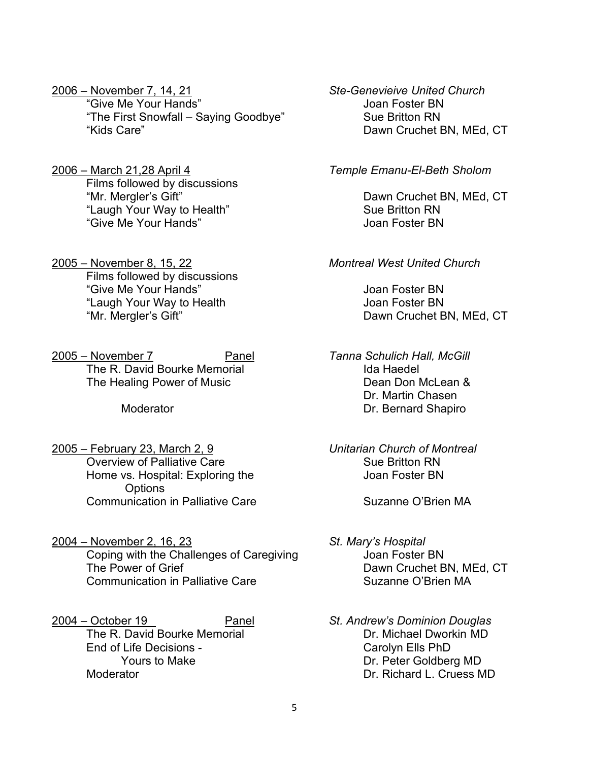<u>2006 – November 7, 14, 21</u> — *Ste-Genevieive United Church*

- "Give Me Your Hands" — Joan Foster BN
- "The First Snowfall – Saying Goodbye" — Sue Britton RN
- "Kids Care" — Dawn Cruchet BN, MEd, CT

<u>2006 – March 21,28 April 4</u> — *Temple Emanu-El-Beth Sholom*

Films followed by discussions

- "Mr. Mergler's Gift" — Dawn Cruchet BN, MEd, CT
- "Laugh Your Way to Health" — Sue Britton RN
- "Give Me Your Hands" — Joan Foster BN

<u>2005 – November 8, 15, 22</u> — *Montreal West United Church*

Films followed by discussions

- "Give Me Your Hands" — Joan Foster BN
- "Laugh Your Way to Health — Joan Foster BN
- "Mr. Mergler's Gift" — Dawn Cruchet BN, MEd, CT

<u>2005 – November 7</u> <u>Panel</u> — *Tanna Schulich Hall, McGill*

The R. David Bourke Memorial — Ida Haedel
The Healing Power of Music — Dean Don McLean & Dr. Martin Chasen
Moderator — Dr. Bernard Shapiro

<u>2005 – February 23, March 2, 9</u> — *Unitarian Church of Montreal*

- Overview of Palliative Care — Sue Britton RN
- Home vs. Hospital: Exploring the Options — Joan Foster BN
- Communication in Palliative Care — Suzanne O'Brien MA

<u>2004 – November 2, 16, 23</u> — *St. Mary's Hospital*

- Coping with the Challenges of Caregiving — Joan Foster BN
- The Power of Grief — Dawn Cruchet BN, MEd, CT
- Communication in Palliative Care — Suzanne O'Brien MA

<u>2004 – October 19</u> <u>Panel</u> — *St. Andrew's Dominion Douglas*

The R. David Bourke Memorial — Dr. Michael Dworkin MD
End of Life Decisions - Yours to Make — Carolyn Ells PhD, Dr. Peter Goldberg MD
Moderator — Dr. Richard L. Cruess MD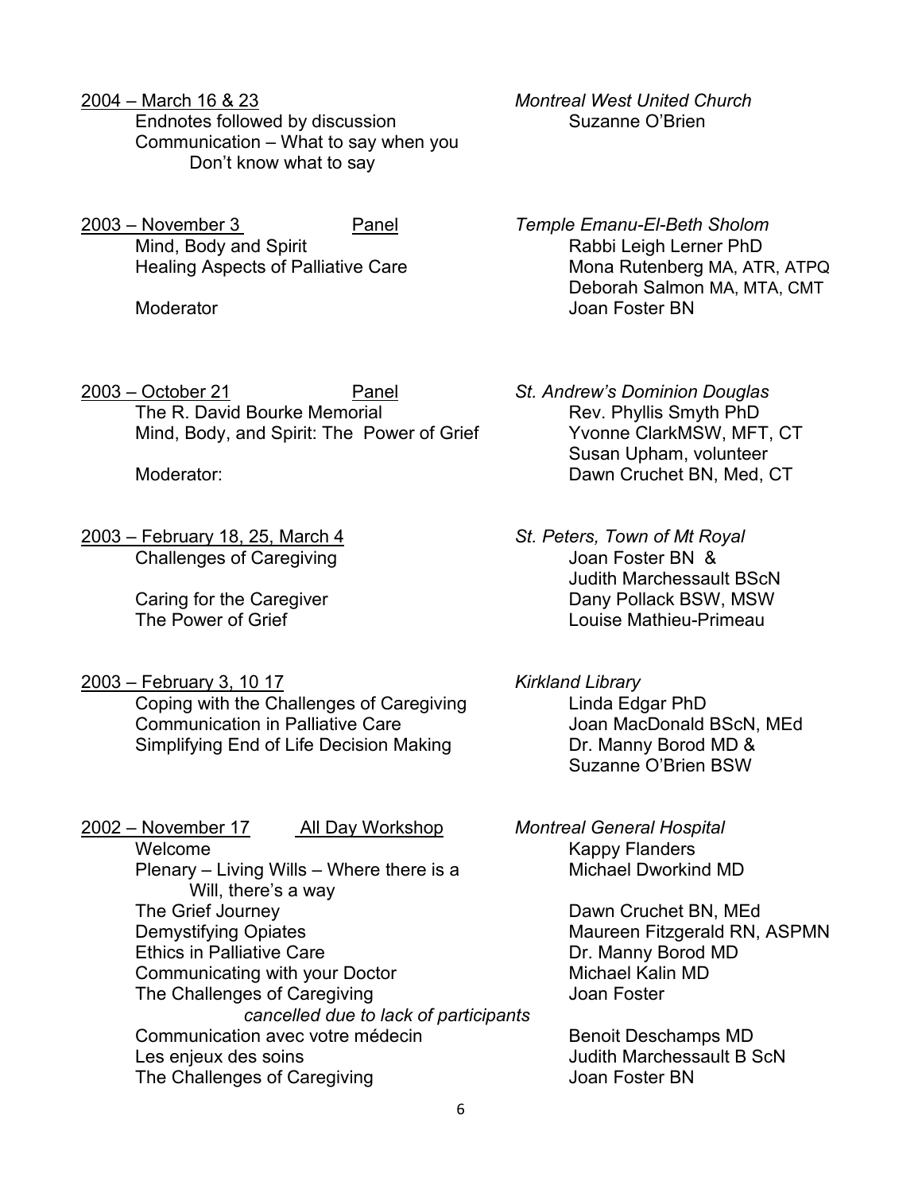2004 – March 16 & 23 — *Montreal West United Church*

Endnotes followed by discussion — Suzanne O'Brien
Communication – What to say when you Don't know what to say

2003 – November 3 — Panel — *Temple Emanu-El-Beth Sholom*

Mind, Body and Spirit — Rabbi Leigh Lerner PhD
Healing Aspects of Palliative Care — Mona Rutenberg MA, ATR, ATPQ
Deborah Salmon MA, MTA, CMT
Moderator — Joan Foster BN

2003 – October 21 — Panel — *St. Andrew's Dominion Douglas*

The R. David Bourke Memorial — Rev. Phyllis Smyth PhD
Mind, Body, and Spirit: The Power of Grief — Yvonne ClarkMSW, MFT, CT
Susan Upham, volunteer
Moderator: — Dawn Cruchet BN, Med, CT

2003 – February 18, 25, March 4 — *St. Peters, Town of Mt Royal*

Challenges of Caregiving — Joan Foster BN & Judith Marchessault BScN
Caring for the Caregiver — Dany Pollack BSW, MSW
The Power of Grief — Louise Mathieu-Primeau

2003 – February 3, 10 17 — *Kirkland Library*

Coping with the Challenges of Caregiving — Linda Edgar PhD
Communication in Palliative Care — Joan MacDonald BScN, MEd
Simplifying End of Life Decision Making — Dr. Manny Borod MD & Suzanne O'Brien BSW

2002 – November 17 — All Day Workshop — *Montreal General Hospital*

Welcome — Kappy Flanders
Plenary – Living Wills – Where there is a Will, there's a way — Michael Dworkind MD
The Grief Journey — Dawn Cruchet BN, MEd
Demystifying Opiates — Maureen Fitzgerald RN, ASPMN
Ethics in Palliative Care — Dr. Manny Borod MD
Communicating with your Doctor — Michael Kalin MD
The Challenges of Caregiving — Joan Foster
*cancelled due to lack of participants*
Communication avec votre médecin — Benoit Deschamps MD
Les enjeux des soins — Judith Marchessault B ScN
The Challenges of Caregiving — Joan Foster BN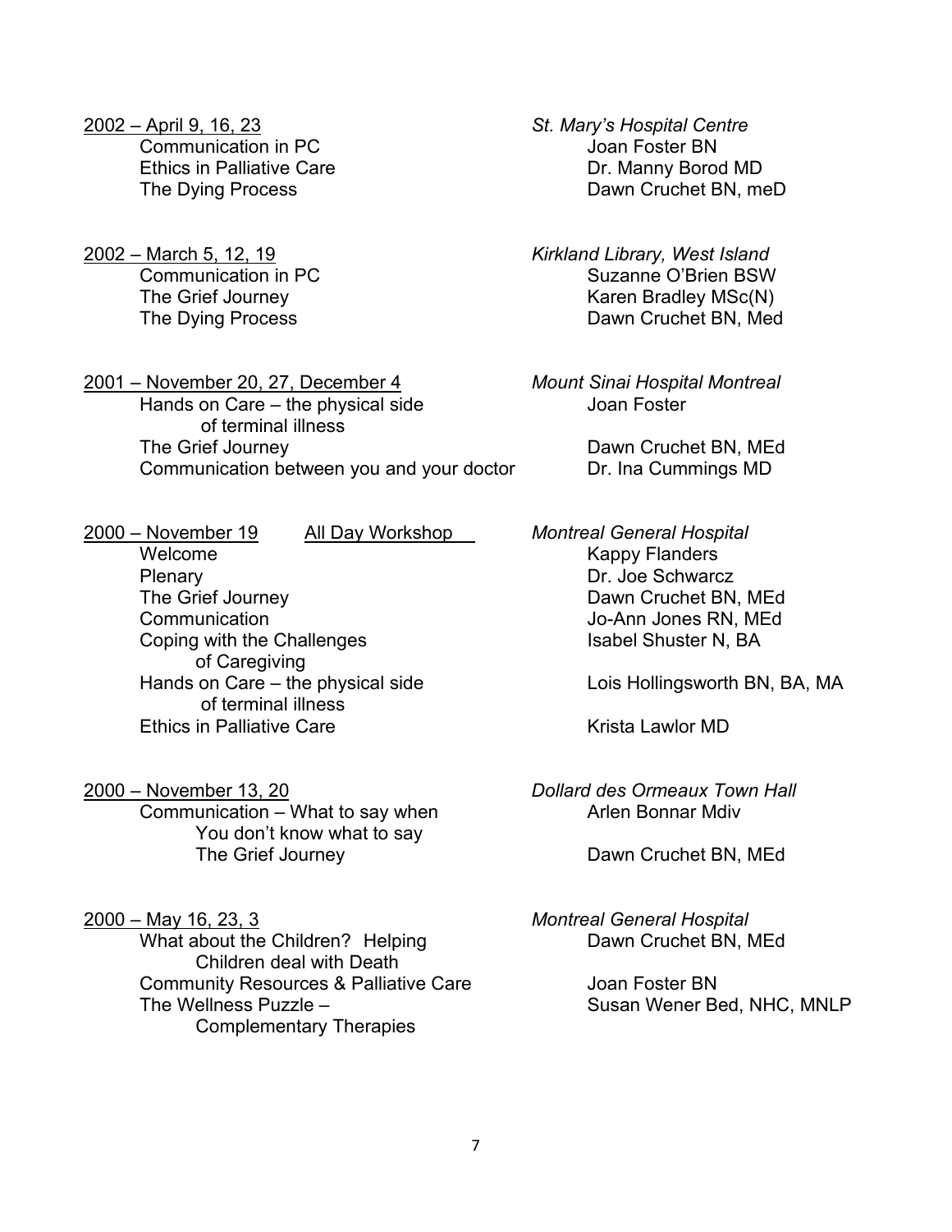<u>2002 – April 9, 16, 23</u> — *St. Mary's Hospital Centre*

- Communication in PC — Joan Foster BN
- Ethics in Palliative Care — Dr. Manny Borod MD
- The Dying Process — Dawn Cruchet BN, meD

<u>2002 – March 5, 12, 19</u> — *Kirkland Library, West Island*

- Communication in PC — Suzanne O'Brien BSW
- The Grief Journey — Karen Bradley MSc(N)
- The Dying Process — Dawn Cruchet BN, Med

<u>2001 – November 20, 27, December 4</u> — *Mount Sinai Hospital Montreal*

- Hands on Care – the physical side of terminal illness — Joan Foster
- The Grief Journey — Dawn Cruchet BN, MEd
- Communication between you and your doctor — Dr. Ina Cummings MD

<u>2000 – November 19</u> <u>All Day Workshop</u> — *Montreal General Hospital*

- Welcome — Kappy Flanders
- Plenary — Dr. Joe Schwarcz
- The Grief Journey — Dawn Cruchet BN, MEd
- Communication — Jo-Ann Jones RN, MEd
- Coping with the Challenges of Caregiving — Isabel Shuster N, BA
- Hands on Care – the physical side of terminal illness — Lois Hollingsworth BN, BA, MA
- Ethics in Palliative Care — Krista Lawlor MD

<u>2000 – November 13, 20</u> — *Dollard des Ormeaux Town Hall*

- Communication – What to say when You don't know what to say — Arlen Bonnar Mdiv
- The Grief Journey — Dawn Cruchet BN, MEd

<u>2000 – May 16, 23, 3</u> — *Montreal General Hospital*

- What about the Children? Helping Children deal with Death — Dawn Cruchet BN, MEd
- Community Resources & Palliative Care — Joan Foster BN
- The Wellness Puzzle – Complementary Therapies — Susan Wener Bed, NHC, MNLP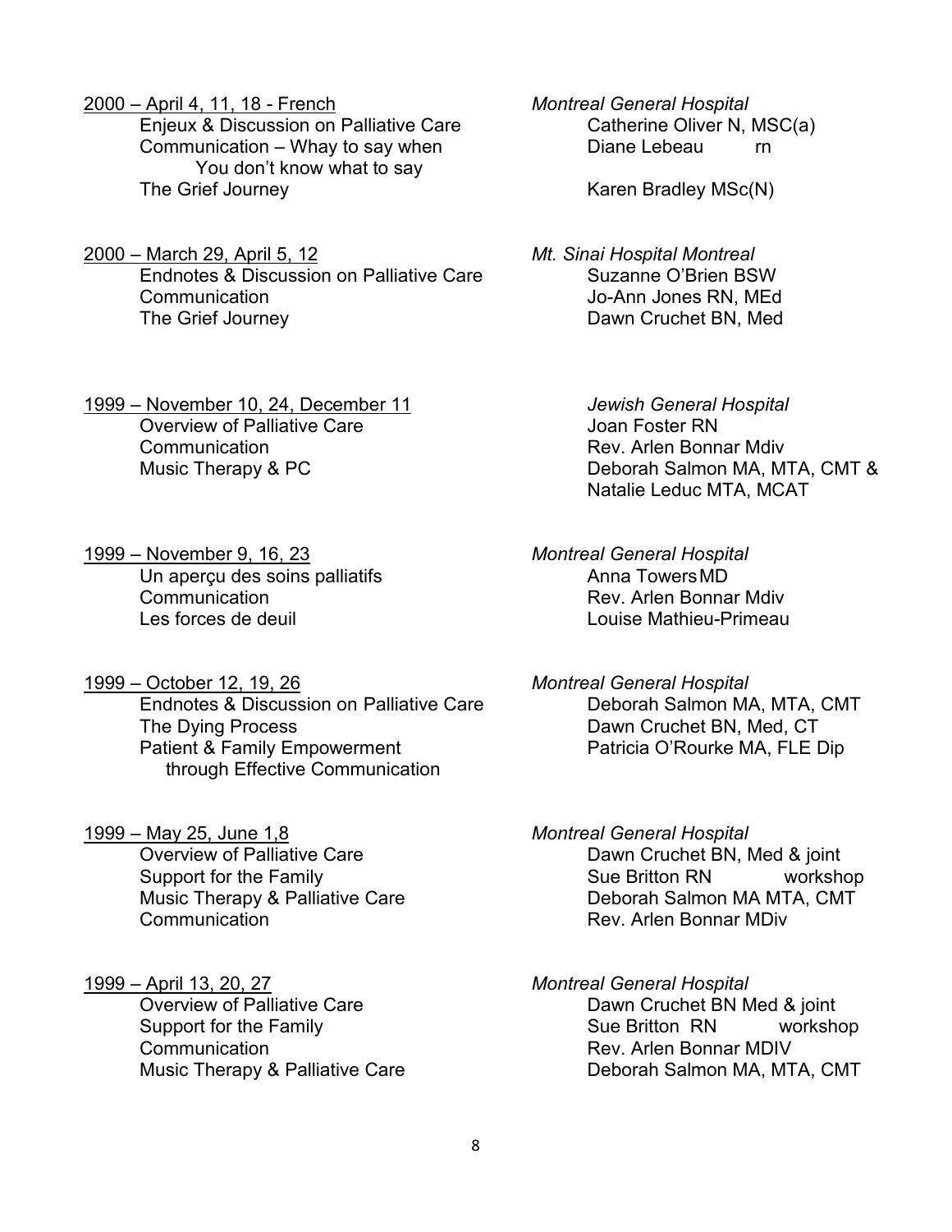<u>2000 – April 4, 11, 18 - French</u> — *Montreal General Hospital*

Enjeux & Discussion on Palliative Care — Catherine Oliver N, MSC(a)
Communication – Whay to say when You don't know what to say — Diane Lebeau rn
The Grief Journey — Karen Bradley MSc(N)

<u>2000 – March 29, April 5, 12</u> — *Mt. Sinai Hospital Montreal*

Endnotes & Discussion on Palliative Care — Suzanne O'Brien BSW
Communication — Jo-Ann Jones RN, MEd
The Grief Journey — Dawn Cruchet BN, Med

<u>1999 – November 10, 24, December 11</u> — *Jewish General Hospital*

Overview of Palliative Care — Joan Foster RN
Communication — Rev. Arlen Bonnar Mdiv
Music Therapy & PC — Deborah Salmon MA, MTA, CMT & Natalie Leduc MTA, MCAT

<u>1999 – November 9, 16, 23</u> — *Montreal General Hospital*

Un aperçu des soins palliatifs — Anna Towers MD
Communication — Rev. Arlen Bonnar Mdiv
Les forces de deuil — Louise Mathieu-Primeau

<u>1999 – October 12, 19, 26</u> — *Montreal General Hospital*

Endnotes & Discussion on Palliative Care — Deborah Salmon MA, MTA, CMT
The Dying Process — Dawn Cruchet BN, Med, CT
Patient & Family Empowerment through Effective Communication — Patricia O'Rourke MA, FLE Dip

<u>1999 – May 25, June 1,8</u> — *Montreal General Hospital*

Overview of Palliative Care — Dawn Cruchet BN, Med & joint workshop
Support for the Family — Sue Britton RN
Music Therapy & Palliative Care — Deborah Salmon MA MTA, CMT
Communication — Rev. Arlen Bonnar MDiv

<u>1999 – April 13, 20, 27</u> — *Montreal General Hospital*

Overview of Palliative Care — Dawn Cruchet BN Med & joint workshop
Support for the Family — Sue Britton RN
Communication — Rev. Arlen Bonnar MDIV
Music Therapy & Palliative Care — Deborah Salmon MA, MTA, CMT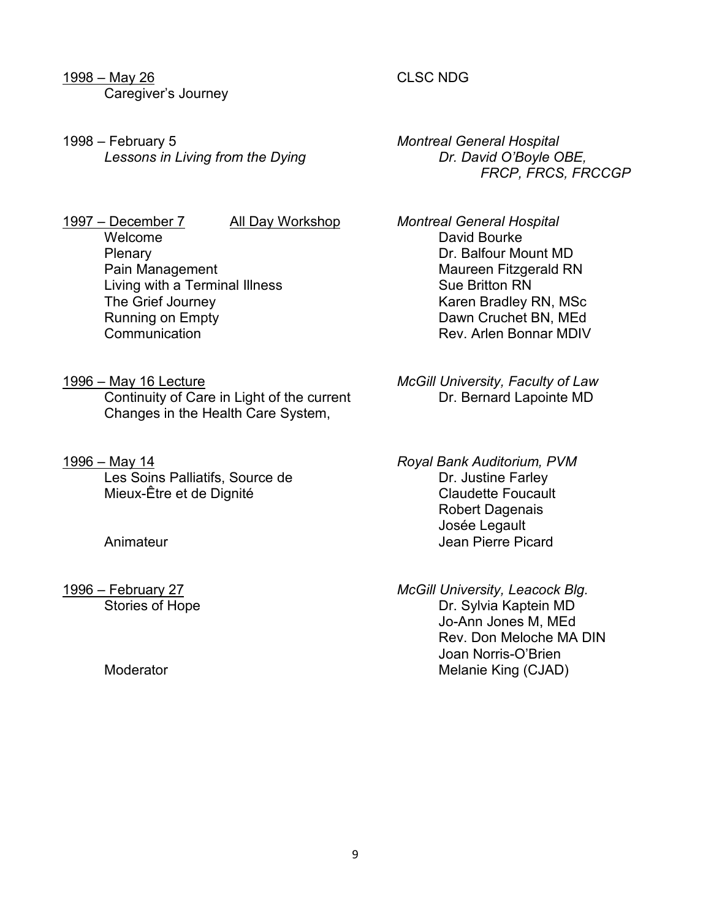1998 – May 26
Caregiver's Journey

CLSC NDG

1998 – February 5
*Lessons in Living from the Dying*

*Montreal General Hospital*
*Dr. David O'Boyle OBE, FRCP, FRCS, FRCCGP*

1997 – December 7 All Day Workshop

*Montreal General Hospital*

| | |
|---|---|
| Welcome | David Bourke |
| Plenary | Dr. Balfour Mount MD |
| Pain Management | Maureen Fitzgerald RN |
| Living with a Terminal Illness | Sue Britton RN |
| The Grief Journey | Karen Bradley RN, MSc |
| Running on Empty | Dawn Cruchet BN, MEd |
| Communication | Rev. Arlen Bonnar MDIV |

1996 – May 16 Lecture
Continuity of Care in Light of the current Changes in the Health Care System,

*McGill University, Faculty of Law*
Dr. Bernard Lapointe MD

1996 – May 14
Les Soins Palliatifs, Source de Mieux-Être et de Dignité

*Royal Bank Auditorium, PVM*
Dr. Justine Farley
Claudette Foucault
Robert Dagenais
Josée Legault

Animateur — Jean Pierre Picard

1996 – February 27
Stories of Hope

*McGill University, Leacock Blg.*
Dr. Sylvia Kaptein MD
Jo-Ann Jones M, MEd
Rev. Don Meloche MA DIN
Joan Norris-O'Brien

Moderator — Melanie King (CJAD)